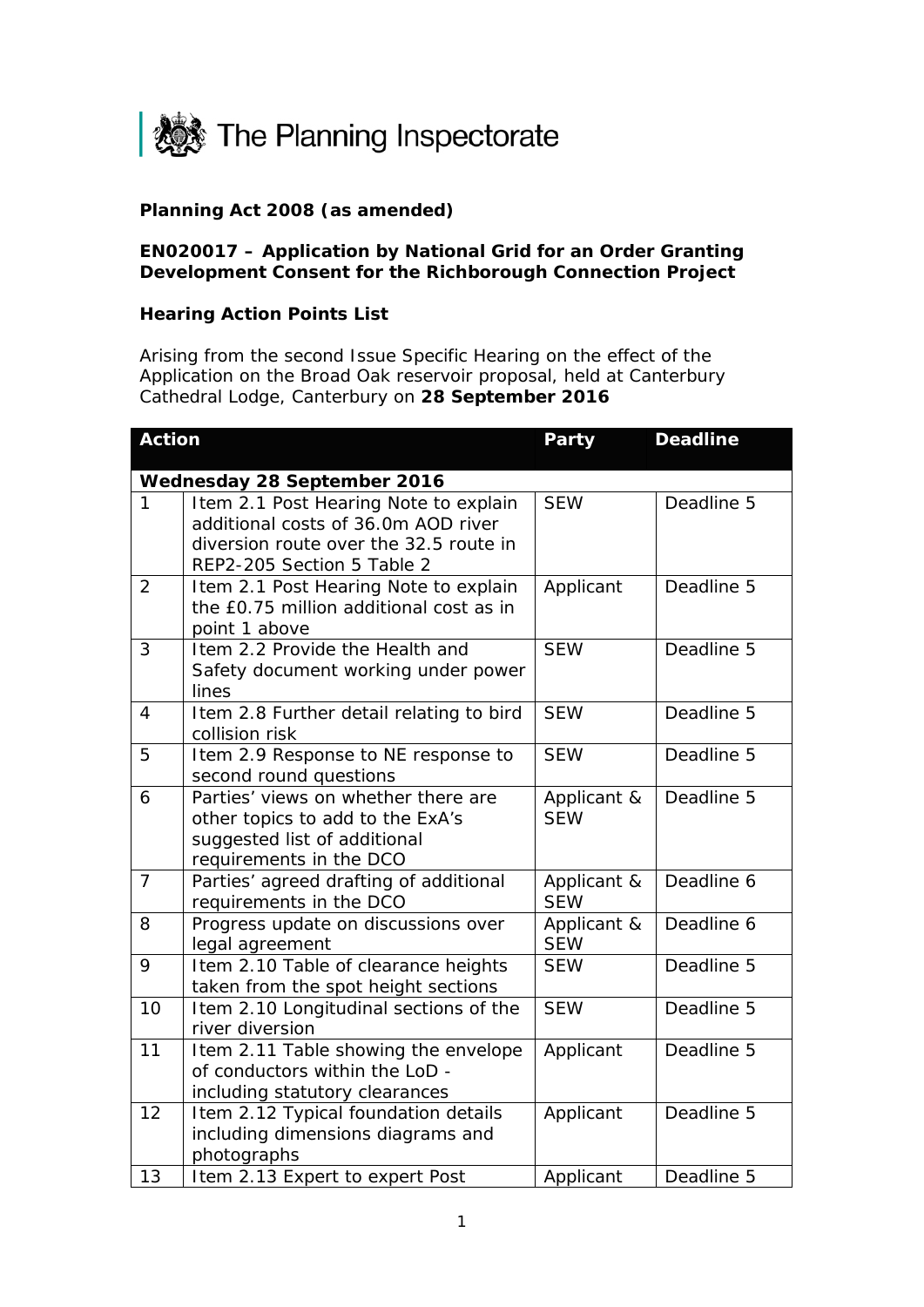The Planning Inspectorate

**Planning Act 2008 (as amended)**

**EN020017 – Application by National Grid for an Order Granting Development Consent for the Richborough Connection Project**

**Hearing Action Points List**

Arising from the second Issue Specific Hearing on the effect of the Application on the Broad Oak reservoir proposal, held at Canterbury Cathedral Lodge, Canterbury on **28 September 2016**

| Action | | Party | Deadline |
|---|---|---|---|
| **Wednesday 28 September 2016** | | | |
| 1 | Item 2.1 Post Hearing Note to explain additional costs of 36.0m AOD river diversion route over the 32.5 route in REP2-205 Section 5 Table 2 | SEW | Deadline 5 |
| 2 | Item 2.1 Post Hearing Note to explain the £0.75 million additional cost as in point 1 above | Applicant | Deadline 5 |
| 3 | Item 2.2 Provide the Health and Safety document working under power lines | SEW | Deadline 5 |
| 4 | Item 2.8 Further detail relating to bird collision risk | SEW | Deadline 5 |
| 5 | Item 2.9 Response to NE response to second round questions | SEW | Deadline 5 |
| 6 | Parties' views on whether there are other topics to add to the ExA's suggested list of additional requirements in the DCO | Applicant & SEW | Deadline 5 |
| 7 | Parties' agreed drafting of additional requirements in the DCO | Applicant & SEW | Deadline 6 |
| 8 | Progress update on discussions over legal agreement | Applicant & SEW | Deadline 6 |
| 9 | Item 2.10 Table of clearance heights taken from the spot height sections | SEW | Deadline 5 |
| 10 | Item 2.10 Longitudinal sections of the river diversion | SEW | Deadline 5 |
| 11 | Item 2.11 Table showing the envelope of conductors within the LoD - including statutory clearances | Applicant | Deadline 5 |
| 12 | Item 2.12 Typical foundation details including dimensions diagrams and photographs | Applicant | Deadline 5 |
| 13 | Item 2.13 Expert to expert Post | Applicant | Deadline 5 |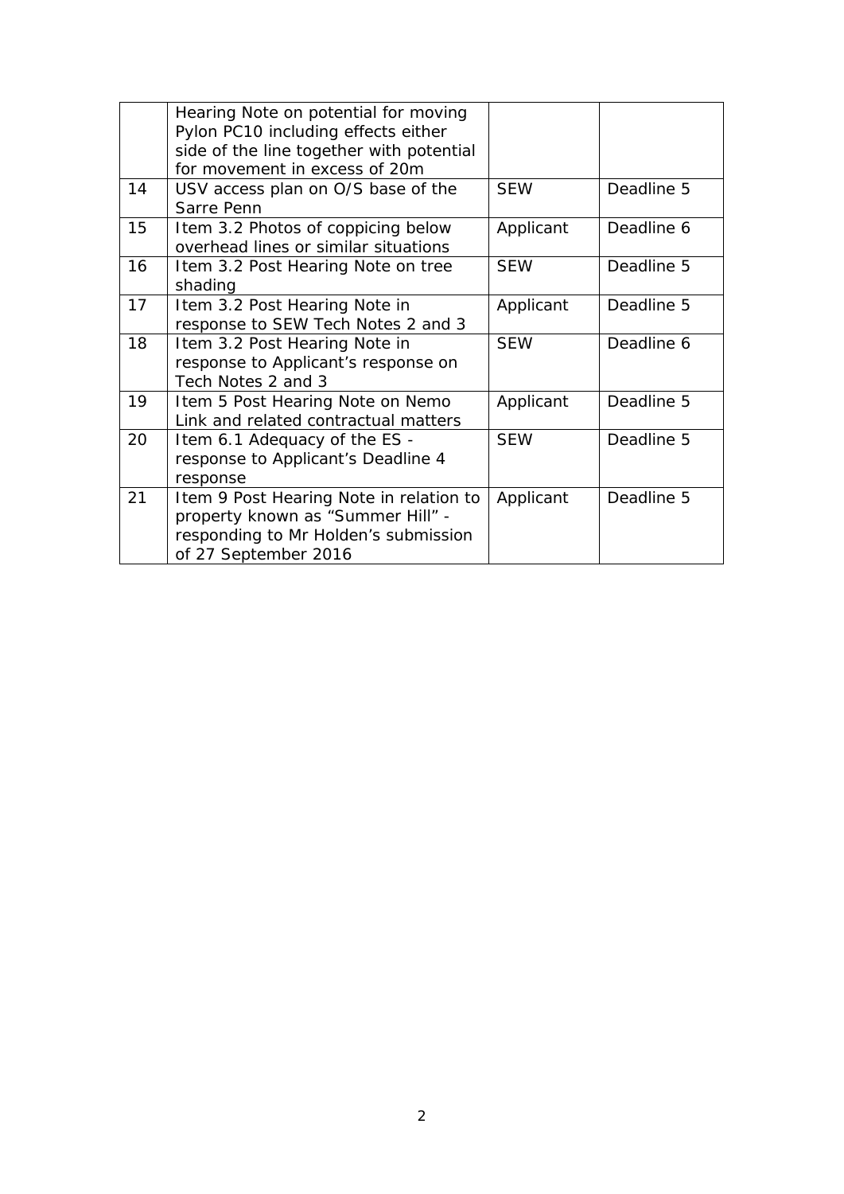| | | | |
|---|---|---|---|
| | Hearing Note on potential for moving Pylon PC10 including effects either side of the line together with potential for movement in excess of 20m | | |
| 14 | USV access plan on O/S base of the Sarre Penn | SEW | Deadline 5 |
| 15 | Item 3.2 Photos of coppicing below overhead lines or similar situations | Applicant | Deadline 6 |
| 16 | Item 3.2 Post Hearing Note on tree shading | SEW | Deadline 5 |
| 17 | Item 3.2 Post Hearing Note in response to SEW Tech Notes 2 and 3 | Applicant | Deadline 5 |
| 18 | Item 3.2 Post Hearing Note in response to Applicant's response on Tech Notes 2 and 3 | SEW | Deadline 6 |
| 19 | Item 5 Post Hearing Note on Nemo Link and related contractual matters | Applicant | Deadline 5 |
| 20 | Item 6.1 Adequacy of the ES - response to Applicant's Deadline 4 response | SEW | Deadline 5 |
| 21 | Item 9 Post Hearing Note in relation to property known as "Summer Hill" - responding to Mr Holden's submission of 27 September 2016 | Applicant | Deadline 5 |